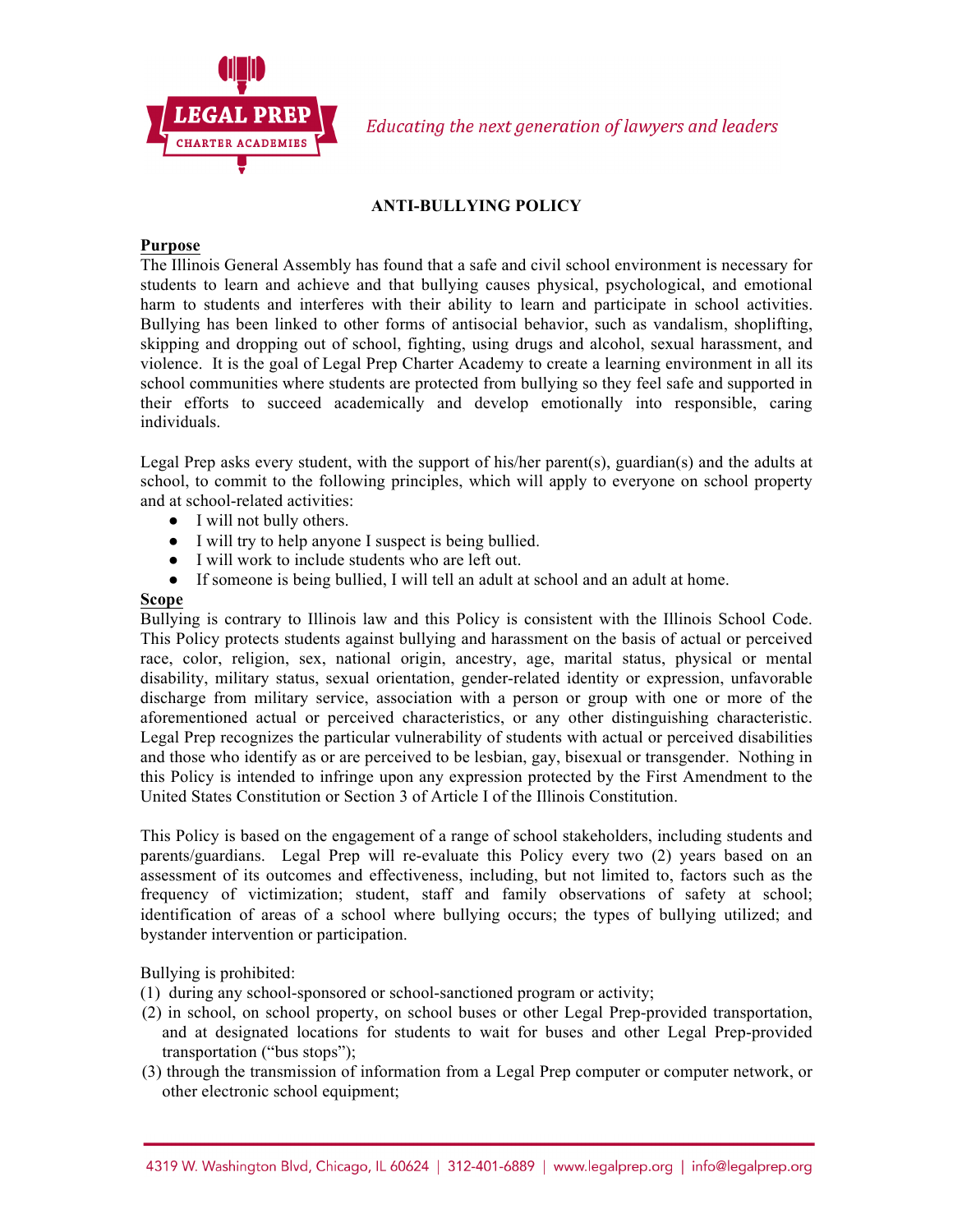*Educating the next generation of lawyers and leaders*

# ANTI-BULLYING POLICY

**Purpose**

The Illinois General Assembly has found that a safe and civil school environment is necessary for students to learn and achieve and that bullying causes physical, psychological, and emotional harm to students and interferes with their ability to learn and participate in school activities. Bullying has been linked to other forms of antisocial behavior, such as vandalism, shoplifting, skipping and dropping out of school, fighting, using drugs and alcohol, sexual harassment, and violence. It is the goal of Legal Prep Charter Academy to create a learning environment in all its school communities where students are protected from bullying so they feel safe and supported in their efforts to succeed academically and develop emotionally into responsible, caring individuals.

Legal Prep asks every student, with the support of his/her parent(s), guardian(s) and the adults at school, to commit to the following principles, which will apply to everyone on school property and at school-related activities:

- I will not bully others.
- I will try to help anyone I suspect is being bullied.
- I will work to include students who are left out.
- If someone is being bullied, I will tell an adult at school and an adult at home.

**Scope**

Bullying is contrary to Illinois law and this Policy is consistent with the Illinois School Code. This Policy protects students against bullying and harassment on the basis of actual or perceived race, color, religion, sex, national origin, ancestry, age, marital status, physical or mental disability, military status, sexual orientation, gender-related identity or expression, unfavorable discharge from military service, association with a person or group with one or more of the aforementioned actual or perceived characteristics, or any other distinguishing characteristic. Legal Prep recognizes the particular vulnerability of students with actual or perceived disabilities and those who identify as or are perceived to be lesbian, gay, bisexual or transgender. Nothing in this Policy is intended to infringe upon any expression protected by the First Amendment to the United States Constitution or Section 3 of Article I of the Illinois Constitution.

This Policy is based on the engagement of a range of school stakeholders, including students and parents/guardians. Legal Prep will re-evaluate this Policy every two (2) years based on an assessment of its outcomes and effectiveness, including, but not limited to, factors such as the frequency of victimization; student, staff and family observations of safety at school; identification of areas of a school where bullying occurs; the types of bullying utilized; and bystander intervention or participation.

Bullying is prohibited:

(1) during any school-sponsored or school-sanctioned program or activity;

(2) in school, on school property, on school buses or other Legal Prep-provided transportation, and at designated locations for students to wait for buses and other Legal Prep-provided transportation ("bus stops");

(3) through the transmission of information from a Legal Prep computer or computer network, or other electronic school equipment;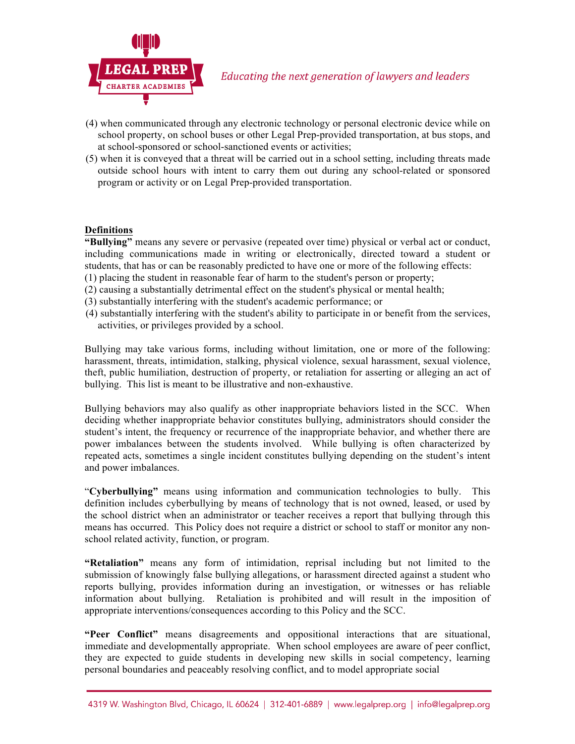(4) when communicated through any electronic technology or personal electronic device while on school property, on school buses or other Legal Prep-provided transportation, at bus stops, and at school-sponsored or school-sanctioned events or activities;
(5) when it is conveyed that a threat will be carried out in a school setting, including threats made outside school hours with intent to carry them out during any school-related or sponsored program or activity or on Legal Prep-provided transportation.

**Definitions**

**"Bullying"** means any severe or pervasive (repeated over time) physical or verbal act or conduct, including communications made in writing or electronically, directed toward a student or students, that has or can be reasonably predicted to have one or more of the following effects:
(1) placing the student in reasonable fear of harm to the student's person or property;
(2) causing a substantially detrimental effect on the student's physical or mental health;
(3) substantially interfering with the student's academic performance; or
(4) substantially interfering with the student's ability to participate in or benefit from the services, activities, or privileges provided by a school.

Bullying may take various forms, including without limitation, one or more of the following: harassment, threats, intimidation, stalking, physical violence, sexual harassment, sexual violence, theft, public humiliation, destruction of property, or retaliation for asserting or alleging an act of bullying. This list is meant to be illustrative and non-exhaustive.

Bullying behaviors may also qualify as other inappropriate behaviors listed in the SCC. When deciding whether inappropriate behavior constitutes bullying, administrators should consider the student's intent, the frequency or recurrence of the inappropriate behavior, and whether there are power imbalances between the students involved. While bullying is often characterized by repeated acts, sometimes a single incident constitutes bullying depending on the student's intent and power imbalances.

"**Cyberbullying"** means using information and communication technologies to bully. This definition includes cyberbullying by means of technology that is not owned, leased, or used by the school district when an administrator or teacher receives a report that bullying through this means has occurred. This Policy does not require a district or school to staff or monitor any non-school related activity, function, or program.

**"Retaliation"** means any form of intimidation, reprisal including but not limited to the submission of knowingly false bullying allegations, or harassment directed against a student who reports bullying, provides information during an investigation, or witnesses or has reliable information about bullying. Retaliation is prohibited and will result in the imposition of appropriate interventions/consequences according to this Policy and the SCC.

**"Peer Conflict"** means disagreements and oppositional interactions that are situational, immediate and developmentally appropriate. When school employees are aware of peer conflict, they are expected to guide students in developing new skills in social competency, learning personal boundaries and peaceably resolving conflict, and to model appropriate social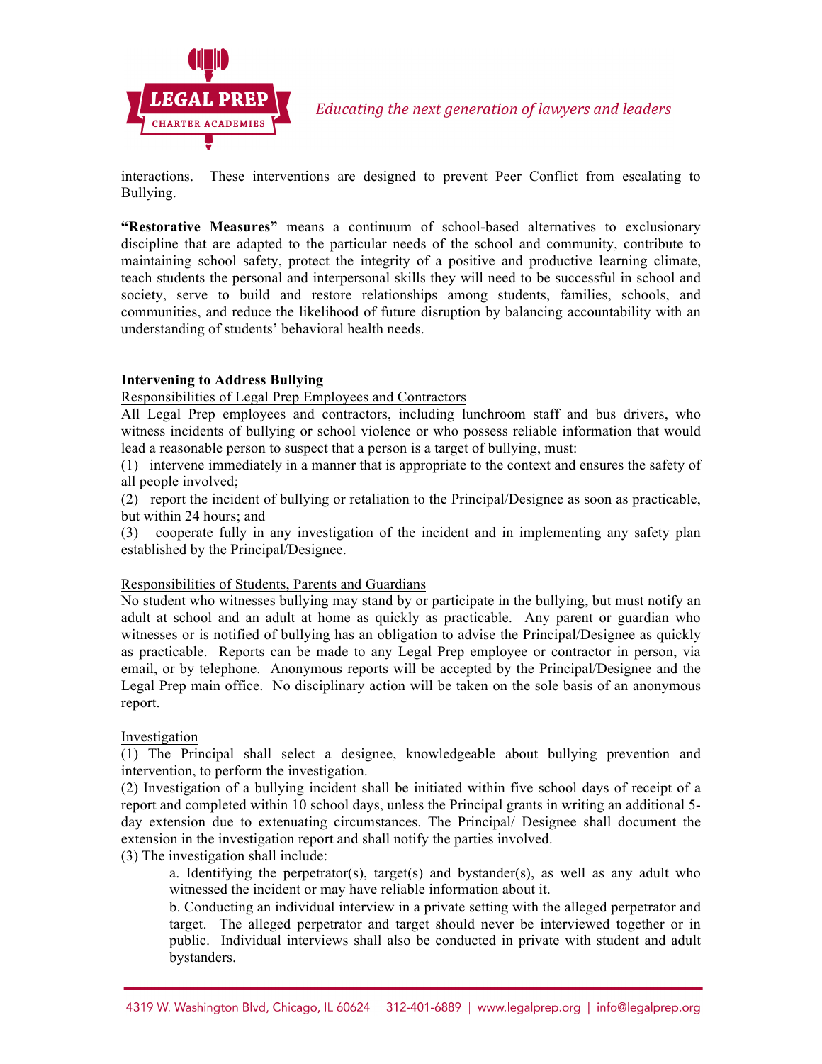interactions. These interventions are designed to prevent Peer Conflict from escalating to Bullying.

**"Restorative Measures"** means a continuum of school-based alternatives to exclusionary discipline that are adapted to the particular needs of the school and community, contribute to maintaining school safety, protect the integrity of a positive and productive learning climate, teach students the personal and interpersonal skills they will need to be successful in school and society, serve to build and restore relationships among students, families, schools, and communities, and reduce the likelihood of future disruption by balancing accountability with an understanding of students' behavioral health needs.

## Intervening to Address Bullying

### Responsibilities of Legal Prep Employees and Contractors

All Legal Prep employees and contractors, including lunchroom staff and bus drivers, who witness incidents of bullying or school violence or who possess reliable information that would lead a reasonable person to suspect that a person is a target of bullying, must:

(1) intervene immediately in a manner that is appropriate to the context and ensures the safety of all people involved;

(2) report the incident of bullying or retaliation to the Principal/Designee as soon as practicable, but within 24 hours; and

(3) cooperate fully in any investigation of the incident and in implementing any safety plan established by the Principal/Designee.

### Responsibilities of Students, Parents and Guardians

No student who witnesses bullying may stand by or participate in the bullying, but must notify an adult at school and an adult at home as quickly as practicable. Any parent or guardian who witnesses or is notified of bullying has an obligation to advise the Principal/Designee as quickly as practicable. Reports can be made to any Legal Prep employee or contractor in person, via email, or by telephone. Anonymous reports will be accepted by the Principal/Designee and the Legal Prep main office. No disciplinary action will be taken on the sole basis of an anonymous report.

### Investigation

(1) The Principal shall select a designee, knowledgeable about bullying prevention and intervention, to perform the investigation.

(2) Investigation of a bullying incident shall be initiated within five school days of receipt of a report and completed within 10 school days, unless the Principal grants in writing an additional 5-day extension due to extenuating circumstances. The Principal/ Designee shall document the extension in the investigation report and shall notify the parties involved.

(3) The investigation shall include:

a. Identifying the perpetrator(s), target(s) and bystander(s), as well as any adult who witnessed the incident or may have reliable information about it.

b. Conducting an individual interview in a private setting with the alleged perpetrator and target. The alleged perpetrator and target should never be interviewed together or in public. Individual interviews shall also be conducted in private with student and adult bystanders.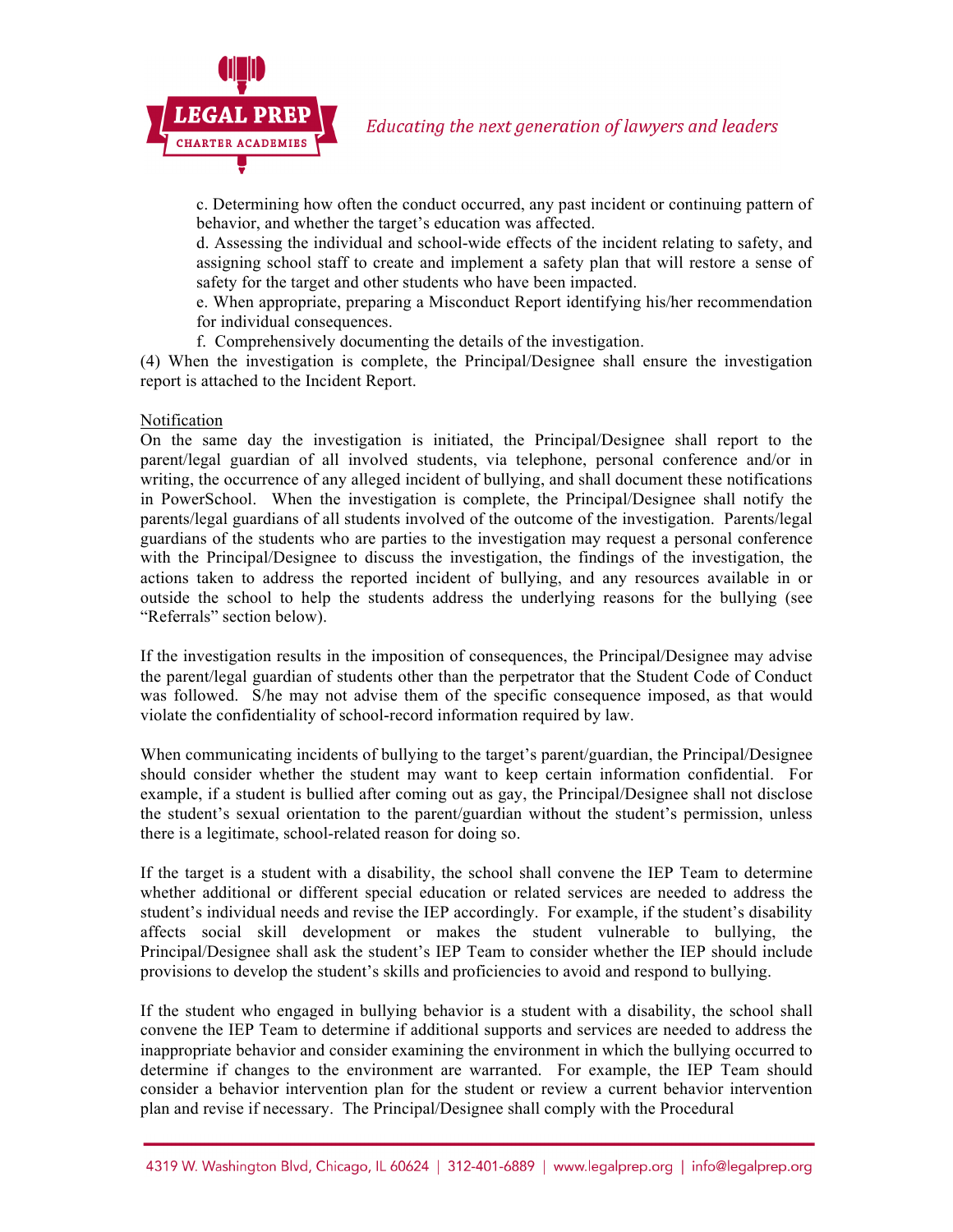c. Determining how often the conduct occurred, any past incident or continuing pattern of behavior, and whether the target's education was affected.

d. Assessing the individual and school-wide effects of the incident relating to safety, and assigning school staff to create and implement a safety plan that will restore a sense of safety for the target and other students who have been impacted.

e. When appropriate, preparing a Misconduct Report identifying his/her recommendation for individual consequences.

f. Comprehensively documenting the details of the investigation.

(4) When the investigation is complete, the Principal/Designee shall ensure the investigation report is attached to the Incident Report.

Notification

On the same day the investigation is initiated, the Principal/Designee shall report to the parent/legal guardian of all involved students, via telephone, personal conference and/or in writing, the occurrence of any alleged incident of bullying, and shall document these notifications in PowerSchool. When the investigation is complete, the Principal/Designee shall notify the parents/legal guardians of all students involved of the outcome of the investigation. Parents/legal guardians of the students who are parties to the investigation may request a personal conference with the Principal/Designee to discuss the investigation, the findings of the investigation, the actions taken to address the reported incident of bullying, and any resources available in or outside the school to help the students address the underlying reasons for the bullying (see "Referrals" section below).

If the investigation results in the imposition of consequences, the Principal/Designee may advise the parent/legal guardian of students other than the perpetrator that the Student Code of Conduct was followed. S/he may not advise them of the specific consequence imposed, as that would violate the confidentiality of school-record information required by law.

When communicating incidents of bullying to the target's parent/guardian, the Principal/Designee should consider whether the student may want to keep certain information confidential. For example, if a student is bullied after coming out as gay, the Principal/Designee shall not disclose the student's sexual orientation to the parent/guardian without the student's permission, unless there is a legitimate, school-related reason for doing so.

If the target is a student with a disability, the school shall convene the IEP Team to determine whether additional or different special education or related services are needed to address the student's individual needs and revise the IEP accordingly. For example, if the student's disability affects social skill development or makes the student vulnerable to bullying, the Principal/Designee shall ask the student's IEP Team to consider whether the IEP should include provisions to develop the student's skills and proficiencies to avoid and respond to bullying.

If the student who engaged in bullying behavior is a student with a disability, the school shall convene the IEP Team to determine if additional supports and services are needed to address the inappropriate behavior and consider examining the environment in which the bullying occurred to determine if changes to the environment are warranted. For example, the IEP Team should consider a behavior intervention plan for the student or review a current behavior intervention plan and revise if necessary. The Principal/Designee shall comply with the Procedural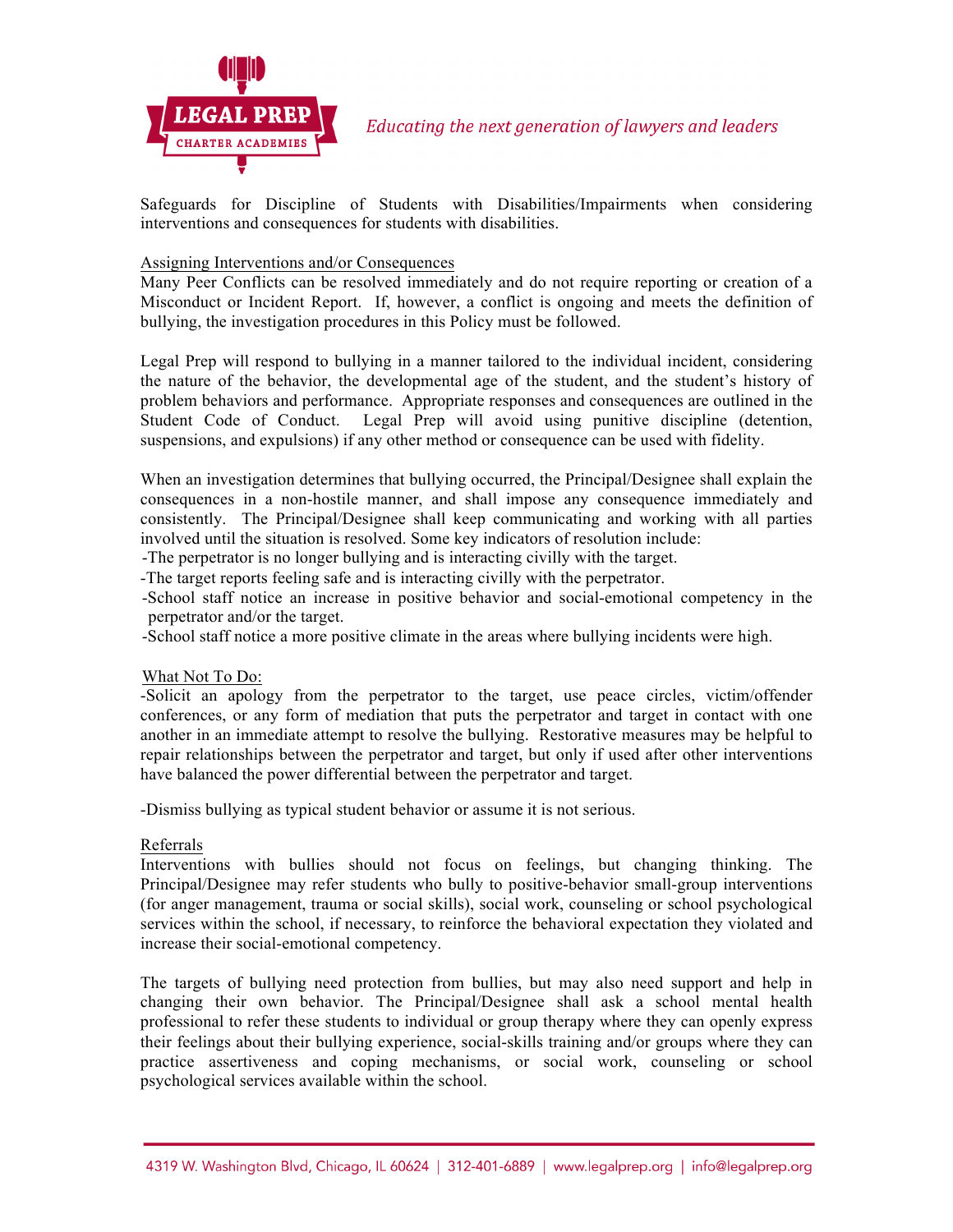Safeguards for Discipline of Students with Disabilities/Impairments when considering interventions and consequences for students with disabilities.

Assigning Interventions and/or Consequences

Many Peer Conflicts can be resolved immediately and do not require reporting or creation of a Misconduct or Incident Report. If, however, a conflict is ongoing and meets the definition of bullying, the investigation procedures in this Policy must be followed.

Legal Prep will respond to bullying in a manner tailored to the individual incident, considering the nature of the behavior, the developmental age of the student, and the student's history of problem behaviors and performance. Appropriate responses and consequences are outlined in the Student Code of Conduct. Legal Prep will avoid using punitive discipline (detention, suspensions, and expulsions) if any other method or consequence can be used with fidelity.

When an investigation determines that bullying occurred, the Principal/Designee shall explain the consequences in a non-hostile manner, and shall impose any consequence immediately and consistently. The Principal/Designee shall keep communicating and working with all parties involved until the situation is resolved. Some key indicators of resolution include:

- The perpetrator is no longer bullying and is interacting civilly with the target.
- The target reports feeling safe and is interacting civilly with the perpetrator.
- School staff notice an increase in positive behavior and social-emotional competency in the perpetrator and/or the target.
- School staff notice a more positive climate in the areas where bullying incidents were high.

What Not To Do:

- Solicit an apology from the perpetrator to the target, use peace circles, victim/offender conferences, or any form of mediation that puts the perpetrator and target in contact with one another in an immediate attempt to resolve the bullying. Restorative measures may be helpful to repair relationships between the perpetrator and target, but only if used after other interventions have balanced the power differential between the perpetrator and target.

- Dismiss bullying as typical student behavior or assume it is not serious.

Referrals

Interventions with bullies should not focus on feelings, but changing thinking. The Principal/Designee may refer students who bully to positive-behavior small-group interventions (for anger management, trauma or social skills), social work, counseling or school psychological services within the school, if necessary, to reinforce the behavioral expectation they violated and increase their social-emotional competency.

The targets of bullying need protection from bullies, but may also need support and help in changing their own behavior. The Principal/Designee shall ask a school mental health professional to refer these students to individual or group therapy where they can openly express their feelings about their bullying experience, social-skills training and/or groups where they can practice assertiveness and coping mechanisms, or social work, counseling or school psychological services available within the school.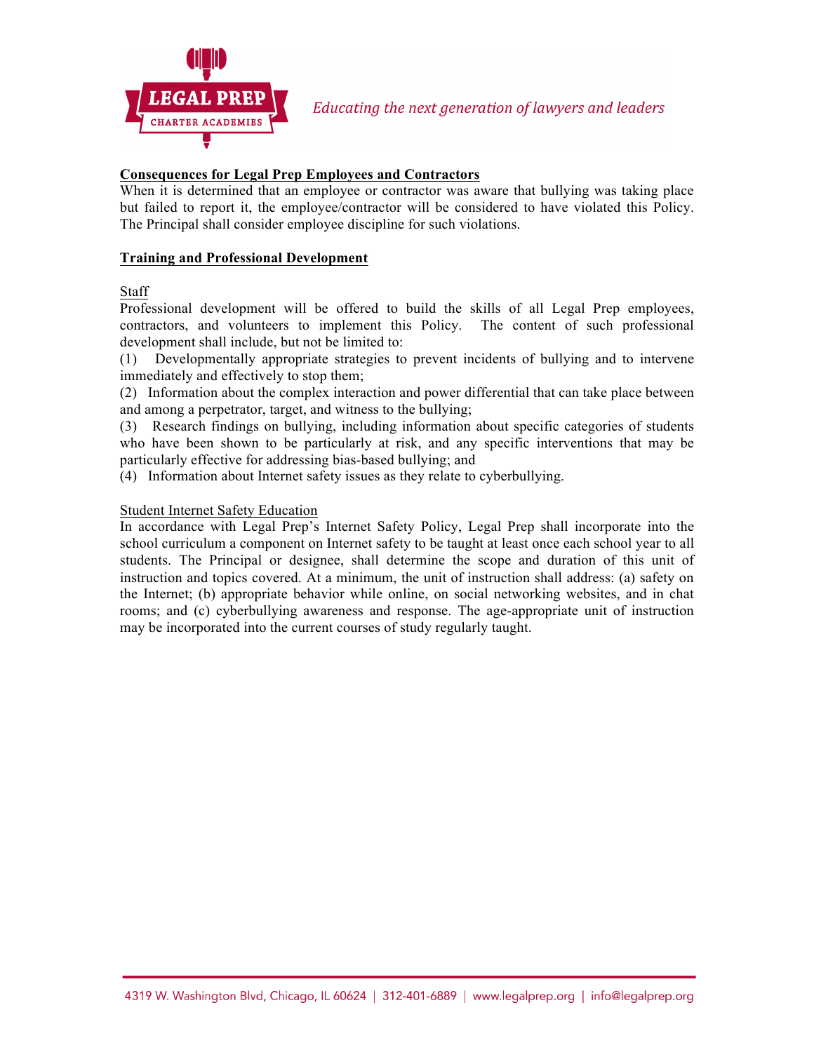**Consequences for Legal Prep Employees and Contractors**

When it is determined that an employee or contractor was aware that bullying was taking place but failed to report it, the employee/contractor will be considered to have violated this Policy. The Principal shall consider employee discipline for such violations.

**Training and Professional Development**

Staff

Professional development will be offered to build the skills of all Legal Prep employees, contractors, and volunteers to implement this Policy. The content of such professional development shall include, but not be limited to:

(1) Developmentally appropriate strategies to prevent incidents of bullying and to intervene immediately and effectively to stop them;

(2) Information about the complex interaction and power differential that can take place between and among a perpetrator, target, and witness to the bullying;

(3) Research findings on bullying, including information about specific categories of students who have been shown to be particularly at risk, and any specific interventions that may be particularly effective for addressing bias-based bullying; and

(4) Information about Internet safety issues as they relate to cyberbullying.

Student Internet Safety Education

In accordance with Legal Prep's Internet Safety Policy, Legal Prep shall incorporate into the school curriculum a component on Internet safety to be taught at least once each school year to all students. The Principal or designee, shall determine the scope and duration of this unit of instruction and topics covered. At a minimum, the unit of instruction shall address: (a) safety on the Internet; (b) appropriate behavior while online, on social networking websites, and in chat rooms; and (c) cyberbullying awareness and response. The age-appropriate unit of instruction may be incorporated into the current courses of study regularly taught.